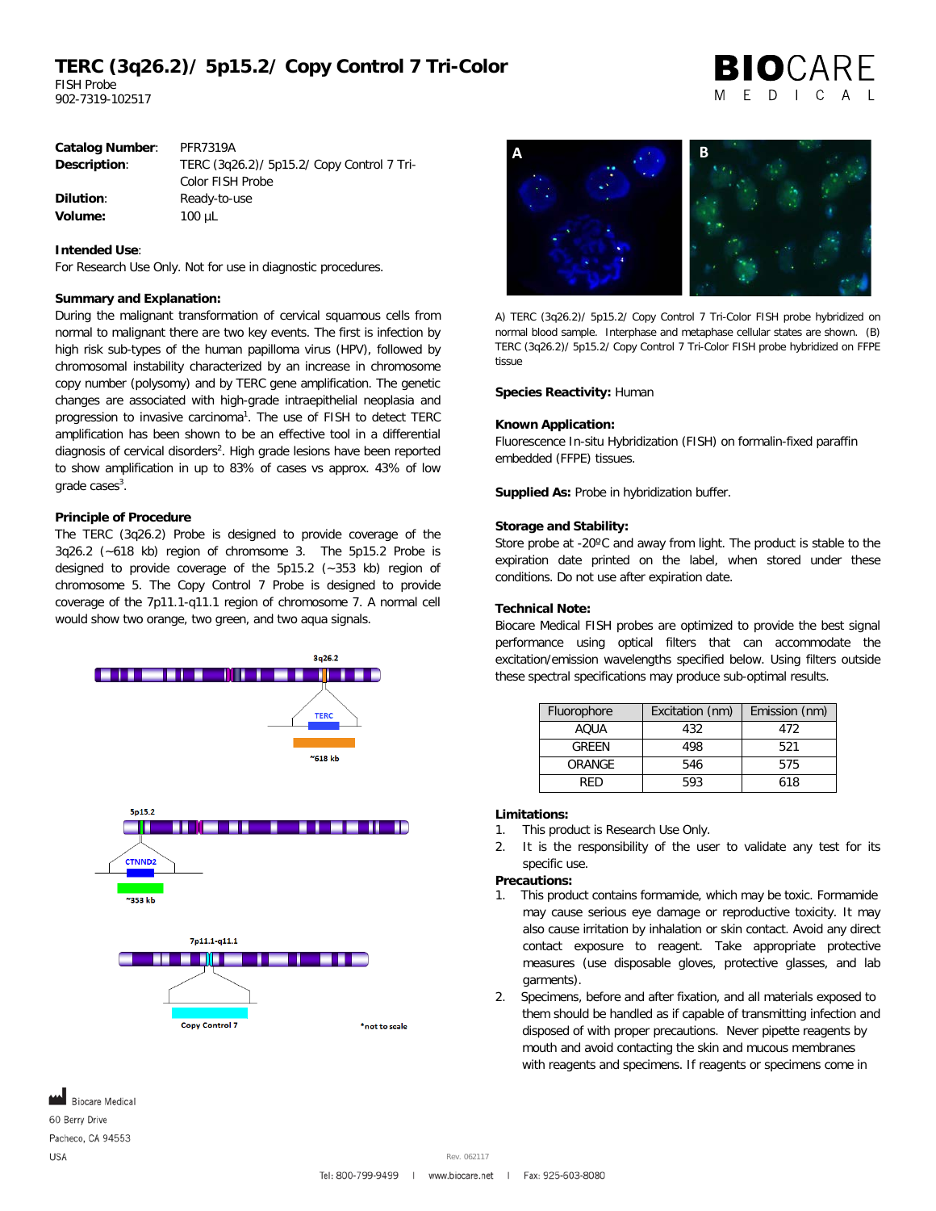# TERC (3q26.2)/ 5p15.2/ Copy Control 7 Tri-Color

FISH Probe
902-7319-102517

**Catalog Number**: PFR7319A
**Description**: TERC (3q26.2)/ 5p15.2/ Copy Control 7 Tri-Color FISH Probe
**Dilution**: Ready-to-use
**Volume:** 100 µL

**Intended Use**:
For Research Use Only. Not for use in diagnostic procedures.

**Summary and Explanation:**
During the malignant transformation of cervical squamous cells from normal to malignant there are two key events. The first is infection by high risk sub-types of the human papilloma virus (HPV), followed by chromosomal instability characterized by an increase in chromosome copy number (polysomy) and by TERC gene amplification. The genetic changes are associated with high-grade intraepithelial neoplasia and progression to invasive carcinoma[1]. The use of FISH to detect TERC amplification has been shown to be an effective tool in a differential diagnosis of cervical disorders[2]. High grade lesions have been reported to show amplification in up to 83% of cases vs approx. 43% of low grade cases[3].

**Principle of Procedure**
The TERC (3q26.2) Probe is designed to provide coverage of the 3q26.2 (~618 kb) region of chromsome 3. The 5p15.2 Probe is designed to provide coverage of the 5p15.2 (~353 kb) region of chromosome 5. The Copy Control 7 Probe is designed to provide coverage of the 7p11.1-q11.1 region of chromosome 7. A normal cell would show two orange, two green, and two aqua signals.

3q26.2 — TERC — ~618 kb

5p15.2 — CTNND2 — ~353 kb

7p11.1-q11.1 — Copy Control 7

*not to scale

A) TERC (3q26.2)/ 5p15.2/ Copy Control 7 Tri-Color FISH probe hybridized on normal blood sample. Interphase and metaphase cellular states are shown. (B) TERC (3q26.2)/ 5p15.2/ Copy Control 7 Tri-Color FISH probe hybridized on FFPE tissue

**Species Reactivity:** Human

**Known Application:**
Fluorescence In-situ Hybridization (FISH) on formalin-fixed paraffin embedded (FFPE) tissues.

**Supplied As:** Probe in hybridization buffer.

**Storage and Stability:**
Store probe at -20ºC and away from light. The product is stable to the expiration date printed on the label, when stored under these conditions. Do not use after expiration date.

**Technical Note:**
Biocare Medical FISH probes are optimized to provide the best signal performance using optical filters that can accommodate the excitation/emission wavelengths specified below. Using filters outside these spectral specifications may produce sub-optimal results.

| Fluorophore | Excitation (nm) | Emission (nm) |
|---|---|---|
| AQUA | 432 | 472 |
| GREEN | 498 | 521 |
| ORANGE | 546 | 575 |
| RED | 593 | 618 |

**Limitations:**
1. This product is Research Use Only.
2. It is the responsibility of the user to validate any test for its specific use.

**Precautions:**
1. This product contains formamide, which may be toxic. Formamide may cause serious eye damage or reproductive toxicity. It may also cause irritation by inhalation or skin contact. Avoid any direct contact exposure to reagent. Take appropriate protective measures (use disposable gloves, protective glasses, and lab garments).
2. Specimens, before and after fixation, and all materials exposed to them should be handled as if capable of transmitting infection and disposed of with proper precautions. Never pipette reagents by mouth and avoid contacting the skin and mucous membranes with reagents and specimens. If reagents or specimens come in

Biocare Medical
60 Berry Drive
Pacheco, CA 94553
USA

Rev. 062117

Tel: 800-799-9499 | www.biocare.net | Fax: 925-603-8080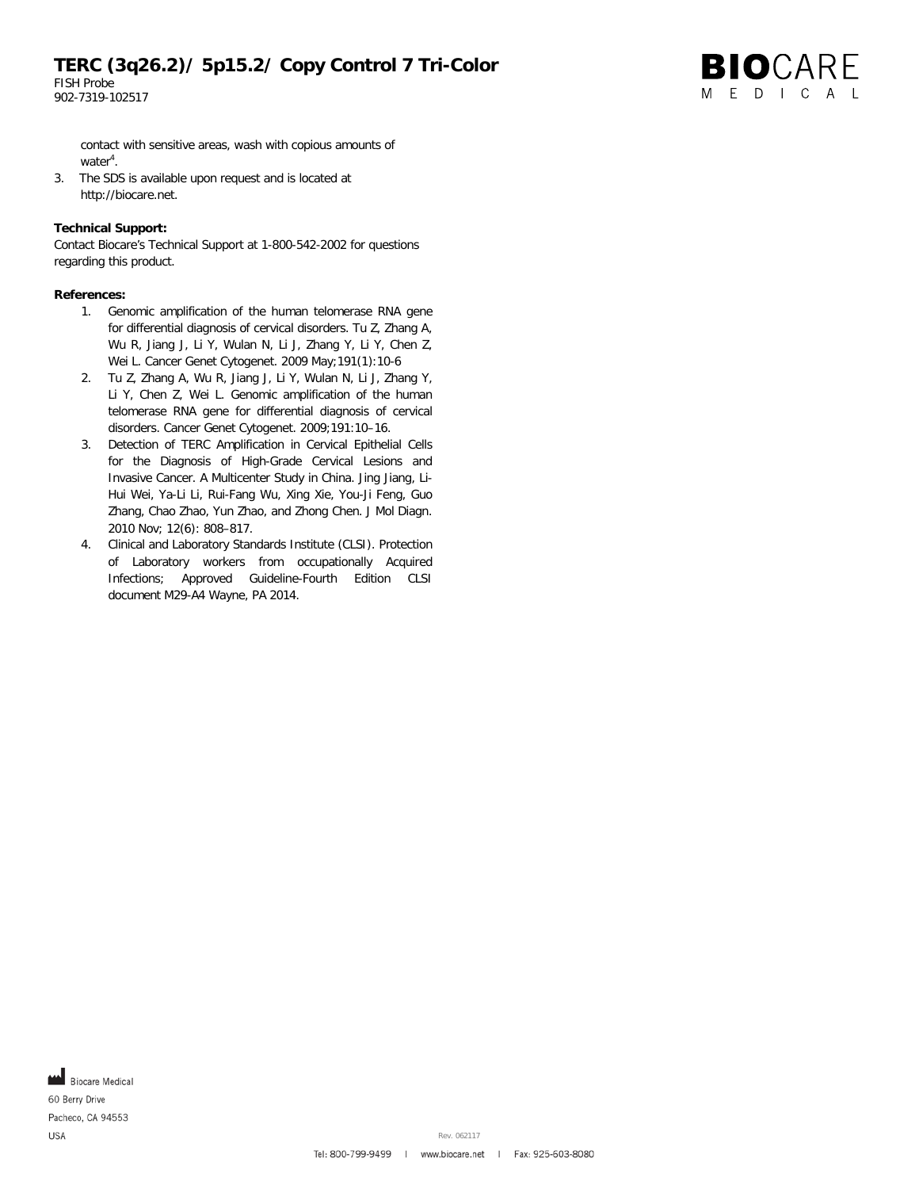contact with sensitive areas, wash with copious amounts of water[4].

3. The SDS is available upon request and is located at http://biocare.net.

**Technical Support:**

Contact Biocare's Technical Support at 1-800-542-2002 for questions regarding this product.

**References:**

1. Genomic amplification of the human telomerase RNA gene for differential diagnosis of cervical disorders. Tu Z, Zhang A, Wu R, Jiang J, Li Y, Wulan N, Li J, Zhang Y, Li Y, Chen Z, Wei L. Cancer Genet Cytogenet. 2009 May;191(1):10-6
2. Tu Z, Zhang A, Wu R, Jiang J, Li Y, Wulan N, Li J, Zhang Y, Li Y, Chen Z, Wei L. Genomic amplification of the human telomerase RNA gene for differential diagnosis of cervical disorders. Cancer Genet Cytogenet. 2009;191:10–16.
3. Detection of TERC Amplification in Cervical Epithelial Cells for the Diagnosis of High-Grade Cervical Lesions and Invasive Cancer. A Multicenter Study in China. Jing Jiang, Li-Hui Wei, Ya-Li Li, Rui-Fang Wu, Xing Xie, You-Ji Feng, Guo Zhang, Chao Zhao, Yun Zhao, and Zhong Chen. J Mol Diagn. 2010 Nov; 12(6): 808–817.
4. Clinical and Laboratory Standards Institute (CLSI). Protection of Laboratory workers from occupationally Acquired Infections; Approved Guideline-Fourth Edition CLSI document M29-A4 Wayne, PA 2014.

Biocare Medical
60 Berry Drive
Pacheco, CA 94553
USA

Rev. 062117

Tel: 800-799-9499 | www.biocare.net | Fax: 925-603-8080